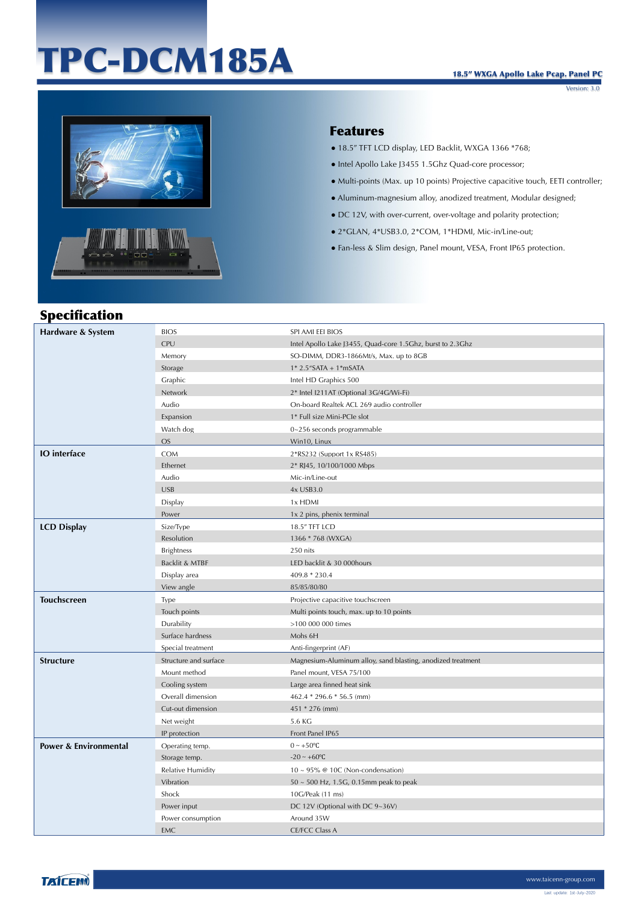# TPC-DCM185A

**18.5" WXGA Apollo Lake Pcap. Panel PC**

Version: 3.0

## Features

- 18.5" TFT LCD display, LED Backlit, WXGA 1366 *768;
- Intel Apollo Lake J3455 1.5Ghz Quad-core processor;
- Multi-points (Max. up 10 points) Projective capacitive touch, EETI controller;
- Aluminum-magnesium alloy, anodized treatment, Modular designed;
- DC 12V, with over-current, over-voltage and polarity protection;
- 2*GLAN, 4*USB3.0, 2*COM, 1*HDMI, Mic-in/Line-out;
- Fan-less & Slim design, Panel mount, VESA, Front IP65 protection.

## Specification

| | | |
|---|---|---|
| **Hardware & System** | BIOS | SPI AMI EEI BIOS |
| | CPU | Intel Apollo Lake J3455, Quad-core 1.5Ghz, burst to 2.3Ghz |
| | Memory | SO-DIMM, DDR3-1866Mt/s, Max. up to 8GB |
| | Storage | 1* 2.5"SATA + 1*mSATA |
| | Graphic | Intel HD Graphics 500 |
| | Network | 2* Intel I211AT (Optional 3G/4G/Wi-Fi) |
| | Audio | On-board Realtek ACL 269 audio controller |
| | Expansion | 1* Full size Mini-PCIe slot |
| | Watch dog | 0~256 seconds programmable |
| | OS | Win10, Linux |
| **IO interface** | COM | 2*RS232 (Support 1x RS485) |
| | Ethernet | 2* RJ45, 10/100/1000 Mbps |
| | Audio | Mic-in/Line-out |
| | USB | 4x USB3.0 |
| | Display | 1x HDMI |
| | Power | 1x 2 pins, phenix terminal |
| **LCD Display** | Size/Type | 18.5" TFT LCD |
| | Resolution | 1366 * 768 (WXGA) |
| | Brightness | 250 nits |
| | Backlit & MTBF | LED backlit & 30 000hours |
| | Display area | 409.8 * 230.4 |
| | View angle | 85/85/80/80 |
| **Touchscreen** | Type | Projective capacitive touchscreen |
| | Touch points | Multi points touch, max. up to 10 points |
| | Durability | >100 000 000 times |
| | Surface hardness | Mohs 6H |
| | Special treatment | Anti-fingerprint (AF) |
| **Structure** | Structure and surface | Magnesium-Aluminum alloy, sand blasting, anodized treatment |
| | Mount method | Panel mount, VESA 75/100 |
| | Cooling system | Large area finned heat sink |
| | Overall dimension | 462.4 * 296.6 * 56.5 (mm) |
| | Cut-out dimension | 451 * 276 (mm) |
| | Net weight | 5.6 KG |
| | IP protection | Front Panel IP65 |
| **Power & Environmental** | Operating temp. | 0 ~ +50℃ |
| | Storage temp. | -20 ~ +60℃ |
| | Relative Humidity | 10 ~ 95% @ 10C (Non-condensation) |
| | Vibration | 50 ~ 500 Hz, 1.5G, 0.15mm peak to peak |
| | Shock | 10G/Peak (11 ms) |
| | Power input | DC 12V (Optional with DC 9~36V) |
| | Power consumption | Around 35W |
| | EMC | CE/FCC Class A |

TAICENN

www.taicenn-group.com

Last update: 1st-July-2020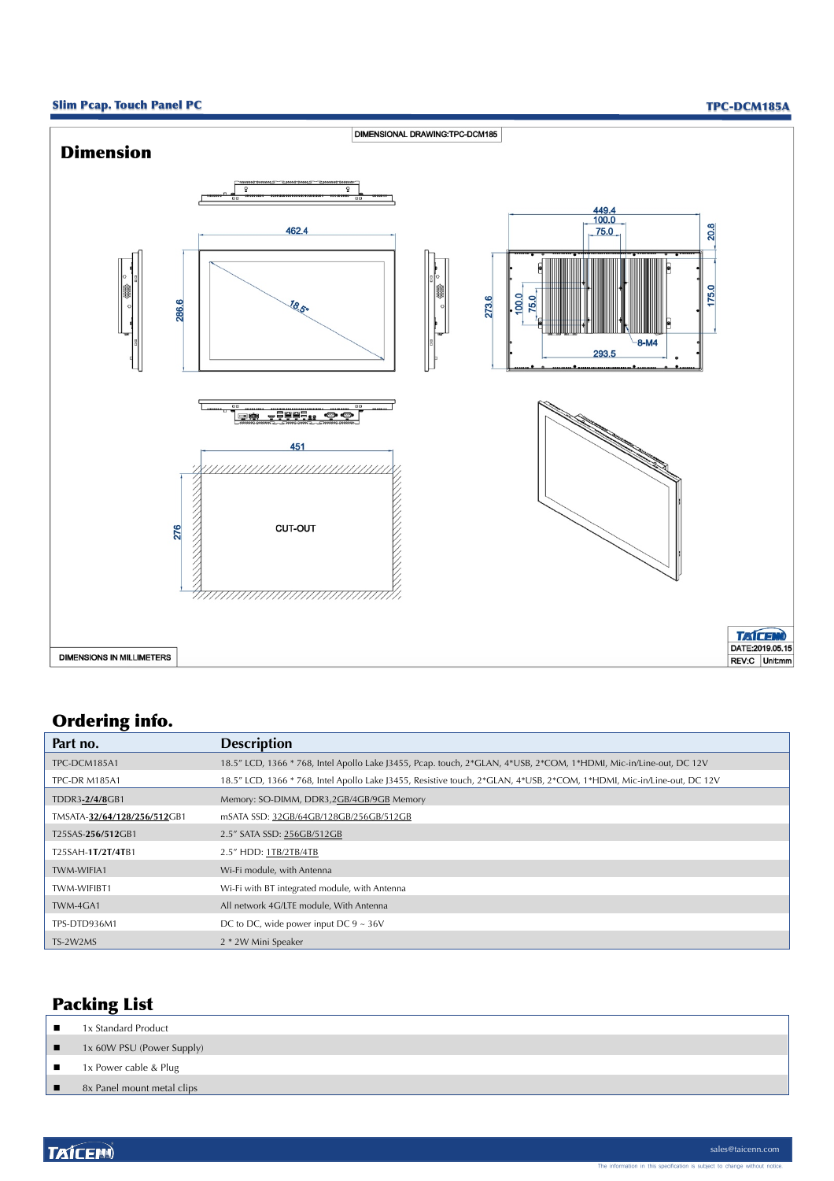## Dimension

DIMENSIONAL DRAWING:TPC-DCM185

462.4

286.6

18.5"

449.4
100.0
75.0
20.8
273.6
100.0
75.0
175.0
8-M4
293.5

451

276

CUT-OUT

DIMENSIONS IN MILLIMETERS

DATE:2019.05.15
REV:C Unit:mm

## Ordering info.

| Part no. | Description |
|---|---|
| TPC-DCM185A1 | 18.5" LCD, 1366 * 768, Intel Apollo Lake J3455, Pcap. touch, 2*GLAN, 4*USB, 2*COM, 1*HDMI, Mic-in/Line-out, DC 12V |
| TPC-DR M185A1 | 18.5" LCD, 1366 * 768, Intel Apollo Lake J3455, Resistive touch, 2*GLAN, 4*USB, 2*COM, 1*HDMI, Mic-in/Line-out, DC 12V |
| TDDR3-**2/4/8**GB1 | Memory: SO-DIMM, DDR3,2GB/4GB/9GB Memory |
| TMSATA-**32/64/128/256/512**GB1 | mSATA SSD: 32GB/64GB/128GB/256GB/512GB |
| T25SAS-**256/512**GB1 | 2.5" SATA SSD: 256GB/512GB |
| T25SAH-**1T/2T/4T**B1 | 2.5" HDD: 1TB/2TB/4TB |
| TWM-WIFIA1 | Wi-Fi module, with Antenna |
| TWM-WIFIBT1 | Wi-Fi with BT integrated module, with Antenna |
| TWM-4GA1 | All network 4G/LTE module, With Antenna |
| TPS-DTD936M1 | DC to DC, wide power input DC 9 ~ 36V |
| TS-2W2MS | 2 * 2W Mini Speaker |

## Packing List

- 1x Standard Product
- 1x 60W PSU (Power Supply)
- 1x Power cable & Plug
- 8x Panel mount metal clips

sales@taicenn.com

The information in this specification is subject to change without notice